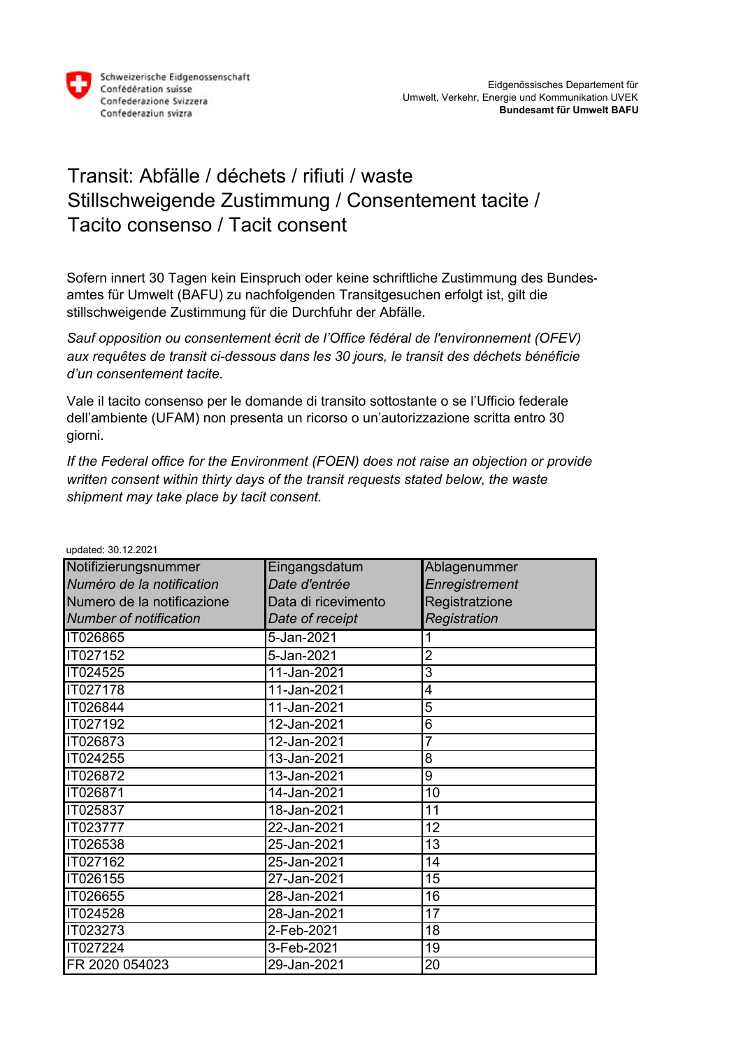Schweizerische Eidgenossenschaft
Confédération suisse
Confederazione Svizzera
Confederaziun svizra

Eidgenössisches Departement für
Umwelt, Verkehr, Energie und Kommunikation UVEK
**Bundesamt für Umwelt BAFU**

# Transit: Abfälle / déchets / rifiuti / waste
# Stillschweigende Zustimmung / Consentement tacite / Tacito consenso / Tacit consent

Sofern innert 30 Tagen kein Einspruch oder keine schriftliche Zustimmung des Bundesamtes für Umwelt (BAFU) zu nachfolgenden Transitgesuchen erfolgt ist, gilt die stillschweigende Zustimmung für die Durchfuhr der Abfälle.

*Sauf opposition ou consentement écrit de l'Office fédéral de l'environnement (OFEV) aux requêtes de transit ci-dessous dans les 30 jours, le transit des déchets bénéficie d'un consentement tacite.*

Vale il tacito consenso per le domande di transito sottostante o se l'Ufficio federale dell'ambiente (UFAM) non presenta un ricorso o un'autorizzazione scritta entro 30 giorni.

*If the Federal office for the Environment (FOEN) does not raise an objection or provide written consent within thirty days of the transit requests stated below, the waste shipment may take place by tacit consent.*

updated: 30.12.2021

| Notifizierungsnummer<br>*Numéro de la notification*<br>Numero de la notificazione<br>*Number of notification* | Eingangsdatum<br>*Date d'entrée*<br>Data di ricevimento<br>*Date of receipt* | Ablagenummer<br>*Enregistrement*<br>Registratzione<br>*Registration* |
|---|---|---|
| IT026865 | 5-Jan-2021 | 1 |
| IT027152 | 5-Jan-2021 | 2 |
| IT024525 | 11-Jan-2021 | 3 |
| IT027178 | 11-Jan-2021 | 4 |
| IT026844 | 11-Jan-2021 | 5 |
| IT027192 | 12-Jan-2021 | 6 |
| IT026873 | 12-Jan-2021 | 7 |
| IT024255 | 13-Jan-2021 | 8 |
| IT026872 | 13-Jan-2021 | 9 |
| IT026871 | 14-Jan-2021 | 10 |
| IT025837 | 18-Jan-2021 | 11 |
| IT023777 | 22-Jan-2021 | 12 |
| IT026538 | 25-Jan-2021 | 13 |
| IT027162 | 25-Jan-2021 | 14 |
| IT026155 | 27-Jan-2021 | 15 |
| IT026655 | 28-Jan-2021 | 16 |
| IT024528 | 28-Jan-2021 | 17 |
| IT023273 | 2-Feb-2021 | 18 |
| IT027224 | 3-Feb-2021 | 19 |
| FR 2020 054023 | 29-Jan-2021 | 20 |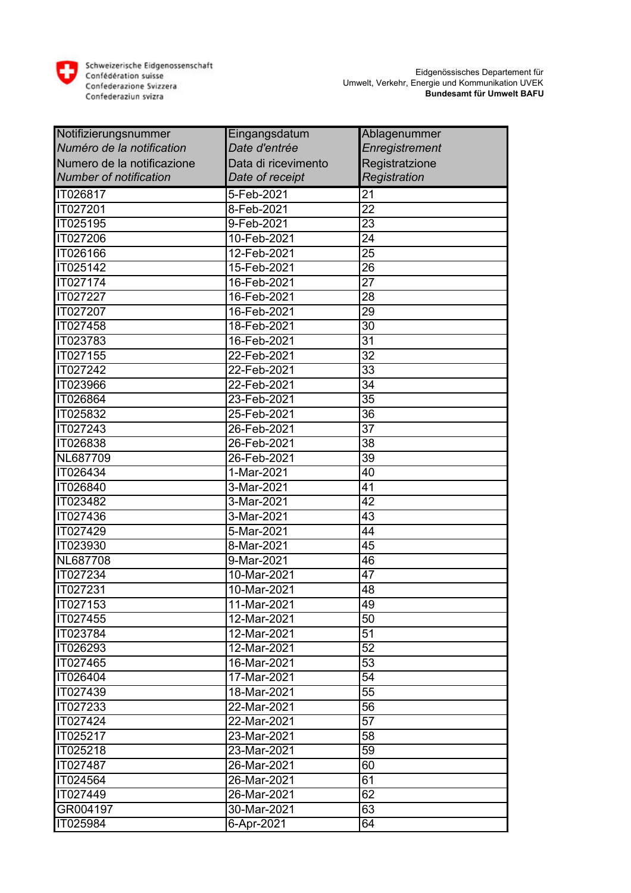Schweizerische Eidgenossenschaft
Confédération suisse
Confederazione Svizzera
Confederaziun svizra

Eidgenössisches Departement für Umwelt, Verkehr, Energie und Kommunikation UVEK
**Bundesamt für Umwelt BAFU**

| Notifizierungsnummer<br>*Numéro de la notification*<br>Numero de la notificazione<br>*Number of notification* | Eingangsdatum<br>*Date d'entrée*<br>Data di ricevimento<br>*Date of receipt* | Ablagenummer<br>*Enregistrement*<br>Registratzione<br>*Registration* |
|---|---|---|
| IT026817 | 5-Feb-2021 | 21 |
| IT027201 | 8-Feb-2021 | 22 |
| IT025195 | 9-Feb-2021 | 23 |
| IT027206 | 10-Feb-2021 | 24 |
| IT026166 | 12-Feb-2021 | 25 |
| IT025142 | 15-Feb-2021 | 26 |
| IT027174 | 16-Feb-2021 | 27 |
| IT027227 | 16-Feb-2021 | 28 |
| IT027207 | 16-Feb-2021 | 29 |
| IT027458 | 18-Feb-2021 | 30 |
| IT023783 | 16-Feb-2021 | 31 |
| IT027155 | 22-Feb-2021 | 32 |
| IT027242 | 22-Feb-2021 | 33 |
| IT023966 | 22-Feb-2021 | 34 |
| IT026864 | 23-Feb-2021 | 35 |
| IT025832 | 25-Feb-2021 | 36 |
| IT027243 | 26-Feb-2021 | 37 |
| IT026838 | 26-Feb-2021 | 38 |
| NL687709 | 26-Feb-2021 | 39 |
| IT026434 | 1-Mar-2021 | 40 |
| IT026840 | 3-Mar-2021 | 41 |
| IT023482 | 3-Mar-2021 | 42 |
| IT027436 | 3-Mar-2021 | 43 |
| IT027429 | 5-Mar-2021 | 44 |
| IT023930 | 8-Mar-2021 | 45 |
| NL687708 | 9-Mar-2021 | 46 |
| IT027234 | 10-Mar-2021 | 47 |
| IT027231 | 10-Mar-2021 | 48 |
| IT027153 | 11-Mar-2021 | 49 |
| IT027455 | 12-Mar-2021 | 50 |
| IT023784 | 12-Mar-2021 | 51 |
| IT026293 | 12-Mar-2021 | 52 |
| IT027465 | 16-Mar-2021 | 53 |
| IT026404 | 17-Mar-2021 | 54 |
| IT027439 | 18-Mar-2021 | 55 |
| IT027233 | 22-Mar-2021 | 56 |
| IT027424 | 22-Mar-2021 | 57 |
| IT025217 | 23-Mar-2021 | 58 |
| IT025218 | 23-Mar-2021 | 59 |
| IT027487 | 26-Mar-2021 | 60 |
| IT024564 | 26-Mar-2021 | 61 |
| IT027449 | 26-Mar-2021 | 62 |
| GR004197 | 30-Mar-2021 | 63 |
| IT025984 | 6-Apr-2021 | 64 |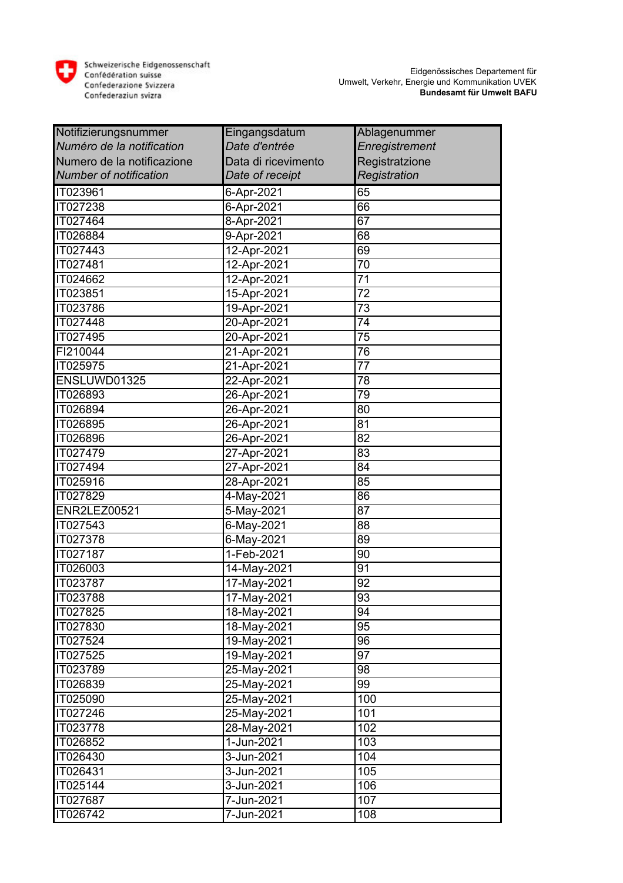Schweizerische Eidgenossenschaft
Confédération suisse
Confederazione Svizzera
Confederaziun svizra

Eidgenössisches Departement für
Umwelt, Verkehr, Energie und Kommunikation UVEK
**Bundesamt für Umwelt BAFU**

| Notifizierungsnummer<br>*Numéro de la notification*<br>Numero de la notificazione<br>*Number of notification* | Eingangsdatum<br>*Date d'entrée*<br>Data di ricevimento<br>*Date of receipt* | Ablagenummer<br>*Enregistrement*<br>Registratzione<br>*Registration* |
|---|---|---|
| IT023961 | 6-Apr-2021 | 65 |
| IT027238 | 6-Apr-2021 | 66 |
| IT027464 | 8-Apr-2021 | 67 |
| IT026884 | 9-Apr-2021 | 68 |
| IT027443 | 12-Apr-2021 | 69 |
| IT027481 | 12-Apr-2021 | 70 |
| IT024662 | 12-Apr-2021 | 71 |
| IT023851 | 15-Apr-2021 | 72 |
| IT023786 | 19-Apr-2021 | 73 |
| IT027448 | 20-Apr-2021 | 74 |
| IT027495 | 20-Apr-2021 | 75 |
| FI210044 | 21-Apr-2021 | 76 |
| IT025975 | 21-Apr-2021 | 77 |
| ENSLUWD01325 | 22-Apr-2021 | 78 |
| IT026893 | 26-Apr-2021 | 79 |
| IT026894 | 26-Apr-2021 | 80 |
| IT026895 | 26-Apr-2021 | 81 |
| IT026896 | 26-Apr-2021 | 82 |
| IT027479 | 27-Apr-2021 | 83 |
| IT027494 | 27-Apr-2021 | 84 |
| IT025916 | 28-Apr-2021 | 85 |
| IT027829 | 4-May-2021 | 86 |
| ENR2LEZ00521 | 5-May-2021 | 87 |
| IT027543 | 6-May-2021 | 88 |
| IT027378 | 6-May-2021 | 89 |
| IT027187 | 1-Feb-2021 | 90 |
| IT026003 | 14-May-2021 | 91 |
| IT023787 | 17-May-2021 | 92 |
| IT023788 | 17-May-2021 | 93 |
| IT027825 | 18-May-2021 | 94 |
| IT027830 | 18-May-2021 | 95 |
| IT027524 | 19-May-2021 | 96 |
| IT027525 | 19-May-2021 | 97 |
| IT023789 | 25-May-2021 | 98 |
| IT026839 | 25-May-2021 | 99 |
| IT025090 | 25-May-2021 | 100 |
| IT027246 | 25-May-2021 | 101 |
| IT023778 | 28-May-2021 | 102 |
| IT026852 | 1-Jun-2021 | 103 |
| IT026430 | 3-Jun-2021 | 104 |
| IT026431 | 3-Jun-2021 | 105 |
| IT025144 | 3-Jun-2021 | 106 |
| IT027687 | 7-Jun-2021 | 107 |
| IT026742 | 7-Jun-2021 | 108 |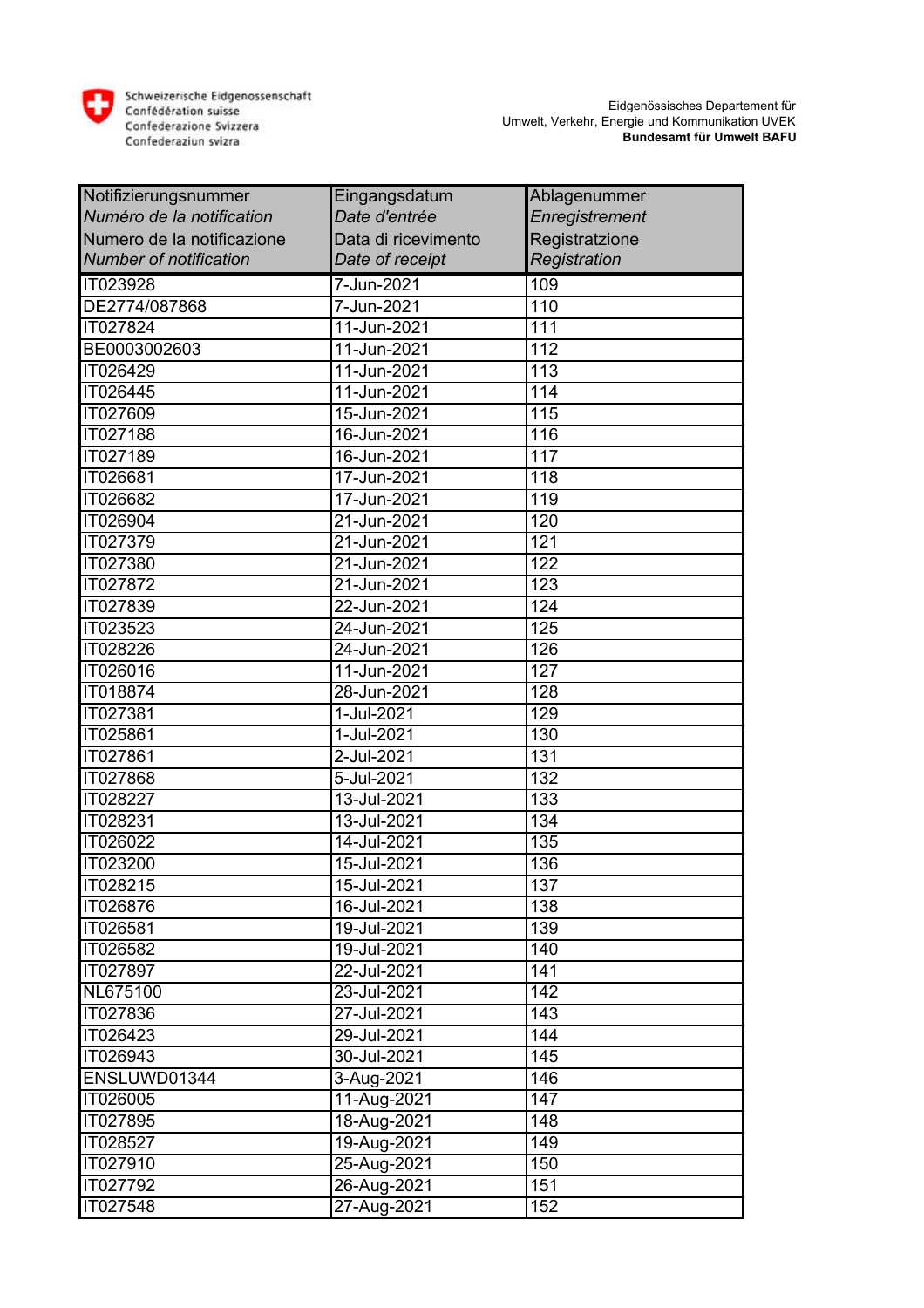Schweizerische Eidgenossenschaft
Confédération suisse
Confederazione Svizzera
Confederaziun svizra

Eidgenössisches Departement für Umwelt, Verkehr, Energie und Kommunikation UVEK
**Bundesamt für Umwelt BAFU**

| Notifizierungsnummer *Numéro de la notification* Numero de la notificazione *Number of notification* | Eingangsdatum *Date d'entrée* Data di ricevimento *Date of receipt* | Ablagenummer *Enregistrement* Registratzione *Registration* |
|---|---|---|
| IT023928 | 7-Jun-2021 | 109 |
| DE2774/087868 | 7-Jun-2021 | 110 |
| IT027824 | 11-Jun-2021 | 111 |
| BE0003002603 | 11-Jun-2021 | 112 |
| IT026429 | 11-Jun-2021 | 113 |
| IT026445 | 11-Jun-2021 | 114 |
| IT027609 | 15-Jun-2021 | 115 |
| IT027188 | 16-Jun-2021 | 116 |
| IT027189 | 16-Jun-2021 | 117 |
| IT026681 | 17-Jun-2021 | 118 |
| IT026682 | 17-Jun-2021 | 119 |
| IT026904 | 21-Jun-2021 | 120 |
| IT027379 | 21-Jun-2021 | 121 |
| IT027380 | 21-Jun-2021 | 122 |
| IT027872 | 21-Jun-2021 | 123 |
| IT027839 | 22-Jun-2021 | 124 |
| IT023523 | 24-Jun-2021 | 125 |
| IT028226 | 24-Jun-2021 | 126 |
| IT026016 | 11-Jun-2021 | 127 |
| IT018874 | 28-Jun-2021 | 128 |
| IT027381 | 1-Jul-2021 | 129 |
| IT025861 | 1-Jul-2021 | 130 |
| IT027861 | 2-Jul-2021 | 131 |
| IT027868 | 5-Jul-2021 | 132 |
| IT028227 | 13-Jul-2021 | 133 |
| IT028231 | 13-Jul-2021 | 134 |
| IT026022 | 14-Jul-2021 | 135 |
| IT023200 | 15-Jul-2021 | 136 |
| IT028215 | 15-Jul-2021 | 137 |
| IT026876 | 16-Jul-2021 | 138 |
| IT026581 | 19-Jul-2021 | 139 |
| IT026582 | 19-Jul-2021 | 140 |
| IT027897 | 22-Jul-2021 | 141 |
| NL675100 | 23-Jul-2021 | 142 |
| IT027836 | 27-Jul-2021 | 143 |
| IT026423 | 29-Jul-2021 | 144 |
| IT026943 | 30-Jul-2021 | 145 |
| ENSLUWD01344 | 3-Aug-2021 | 146 |
| IT026005 | 11-Aug-2021 | 147 |
| IT027895 | 18-Aug-2021 | 148 |
| IT028527 | 19-Aug-2021 | 149 |
| IT027910 | 25-Aug-2021 | 150 |
| IT027792 | 26-Aug-2021 | 151 |
| IT027548 | 27-Aug-2021 | 152 |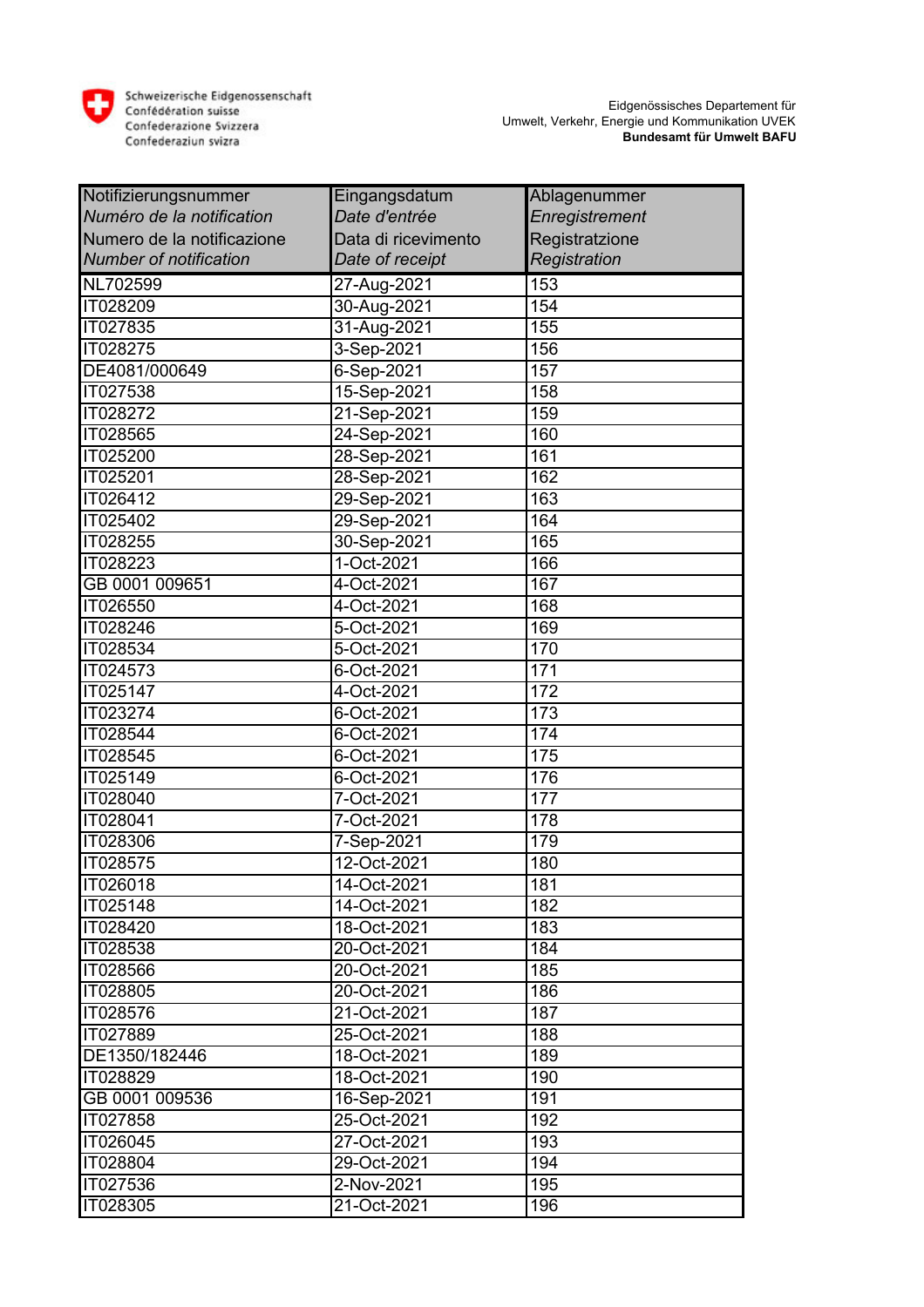Schweizerische Eidgenossenschaft
Confédération suisse
Confederazione Svizzera
Confederaziun svizra

Eidgenössisches Departement für Umwelt, Verkehr, Energie und Kommunikation UVEK
**Bundesamt für Umwelt BAFU**

| Notifizierungsnummer *Numéro de la notification* Numero de la notificazione *Number of notification* | Eingangsdatum *Date d'entrée* Data di ricevimento *Date of receipt* | Ablagenummer *Enregistrement* Registratzione *Registration* |
|---|---|---|
| NL702599 | 27-Aug-2021 | 153 |
| IT028209 | 30-Aug-2021 | 154 |
| IT027835 | 31-Aug-2021 | 155 |
| IT028275 | 3-Sep-2021 | 156 |
| DE4081/000649 | 6-Sep-2021 | 157 |
| IT027538 | 15-Sep-2021 | 158 |
| IT028272 | 21-Sep-2021 | 159 |
| IT028565 | 24-Sep-2021 | 160 |
| IT025200 | 28-Sep-2021 | 161 |
| IT025201 | 28-Sep-2021 | 162 |
| IT026412 | 29-Sep-2021 | 163 |
| IT025402 | 29-Sep-2021 | 164 |
| IT028255 | 30-Sep-2021 | 165 |
| IT028223 | 1-Oct-2021 | 166 |
| GB 0001 009651 | 4-Oct-2021 | 167 |
| IT026550 | 4-Oct-2021 | 168 |
| IT028246 | 5-Oct-2021 | 169 |
| IT028534 | 5-Oct-2021 | 170 |
| IT024573 | 6-Oct-2021 | 171 |
| IT025147 | 4-Oct-2021 | 172 |
| IT023274 | 6-Oct-2021 | 173 |
| IT028544 | 6-Oct-2021 | 174 |
| IT028545 | 6-Oct-2021 | 175 |
| IT025149 | 6-Oct-2021 | 176 |
| IT028040 | 7-Oct-2021 | 177 |
| IT028041 | 7-Oct-2021 | 178 |
| IT028306 | 7-Sep-2021 | 179 |
| IT028575 | 12-Oct-2021 | 180 |
| IT026018 | 14-Oct-2021 | 181 |
| IT025148 | 14-Oct-2021 | 182 |
| IT028420 | 18-Oct-2021 | 183 |
| IT028538 | 20-Oct-2021 | 184 |
| IT028566 | 20-Oct-2021 | 185 |
| IT028805 | 20-Oct-2021 | 186 |
| IT028576 | 21-Oct-2021 | 187 |
| IT027889 | 25-Oct-2021 | 188 |
| DE1350/182446 | 18-Oct-2021 | 189 |
| IT028829 | 18-Oct-2021 | 190 |
| GB 0001 009536 | 16-Sep-2021 | 191 |
| IT027858 | 25-Oct-2021 | 192 |
| IT026045 | 27-Oct-2021 | 193 |
| IT028804 | 29-Oct-2021 | 194 |
| IT027536 | 2-Nov-2021 | 195 |
| IT028305 | 21-Oct-2021 | 196 |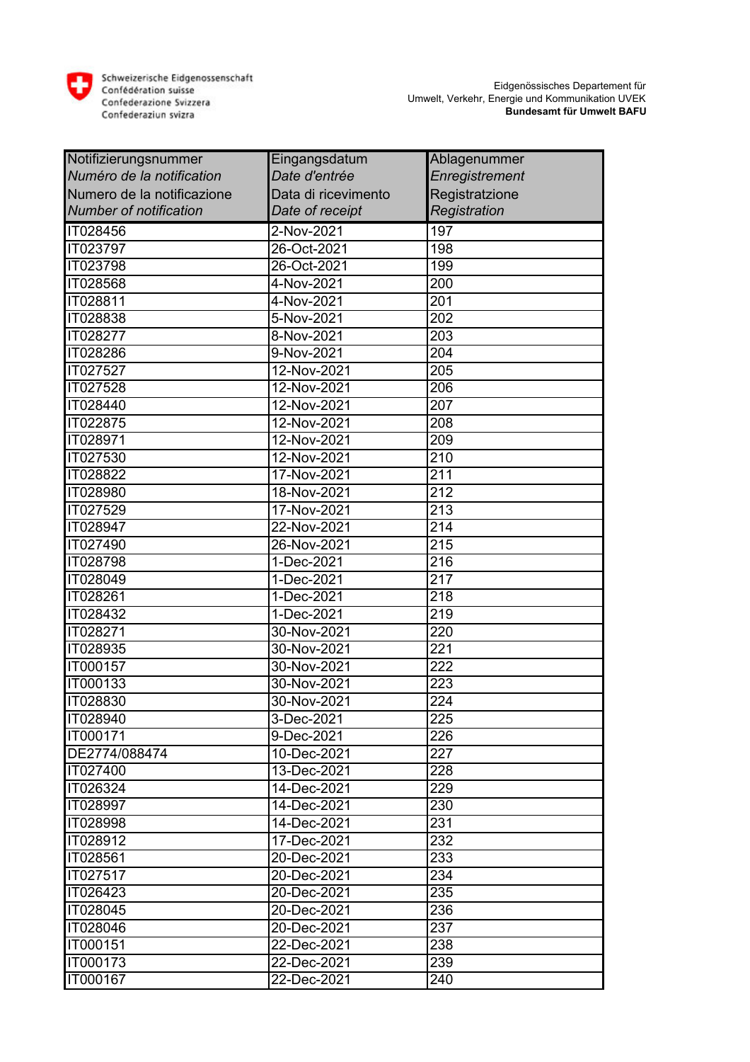Schweizerische Eidgenossenschaft
Confédération suisse
Confederazione Svizzera
Confederaziun svizra

Eidgenössisches Departement für Umwelt, Verkehr, Energie und Kommunikation UVEK
**Bundesamt für Umwelt BAFU**

| Notifizierungsnummer<br>*Numéro de la notification*<br>Numero de la notificazione<br>*Number of notification* | Eingangsdatum<br>*Date d'entrée*<br>Data di ricevimento<br>*Date of receipt* | Ablagenummer<br>*Enregistrement*<br>Registratzione<br>*Registration* |
|---|---|---|
| IT028456 | 2-Nov-2021 | 197 |
| IT023797 | 26-Oct-2021 | 198 |
| IT023798 | 26-Oct-2021 | 199 |
| IT028568 | 4-Nov-2021 | 200 |
| IT028811 | 4-Nov-2021 | 201 |
| IT028838 | 5-Nov-2021 | 202 |
| IT028277 | 8-Nov-2021 | 203 |
| IT028286 | 9-Nov-2021 | 204 |
| IT027527 | 12-Nov-2021 | 205 |
| IT027528 | 12-Nov-2021 | 206 |
| IT028440 | 12-Nov-2021 | 207 |
| IT022875 | 12-Nov-2021 | 208 |
| IT028971 | 12-Nov-2021 | 209 |
| IT027530 | 12-Nov-2021 | 210 |
| IT028822 | 17-Nov-2021 | 211 |
| IT028980 | 18-Nov-2021 | 212 |
| IT027529 | 17-Nov-2021 | 213 |
| IT028947 | 22-Nov-2021 | 214 |
| IT027490 | 26-Nov-2021 | 215 |
| IT028798 | 1-Dec-2021 | 216 |
| IT028049 | 1-Dec-2021 | 217 |
| IT028261 | 1-Dec-2021 | 218 |
| IT028432 | 1-Dec-2021 | 219 |
| IT028271 | 30-Nov-2021 | 220 |
| IT028935 | 30-Nov-2021 | 221 |
| IT000157 | 30-Nov-2021 | 222 |
| IT000133 | 30-Nov-2021 | 223 |
| IT028830 | 30-Nov-2021 | 224 |
| IT028940 | 3-Dec-2021 | 225 |
| IT000171 | 9-Dec-2021 | 226 |
| DE2774/088474 | 10-Dec-2021 | 227 |
| IT027400 | 13-Dec-2021 | 228 |
| IT026324 | 14-Dec-2021 | 229 |
| IT028997 | 14-Dec-2021 | 230 |
| IT028998 | 14-Dec-2021 | 231 |
| IT028912 | 17-Dec-2021 | 232 |
| IT028561 | 20-Dec-2021 | 233 |
| IT027517 | 20-Dec-2021 | 234 |
| IT026423 | 20-Dec-2021 | 235 |
| IT028045 | 20-Dec-2021 | 236 |
| IT028046 | 20-Dec-2021 | 237 |
| IT000151 | 22-Dec-2021 | 238 |
| IT000173 | 22-Dec-2021 | 239 |
| IT000167 | 22-Dec-2021 | 240 |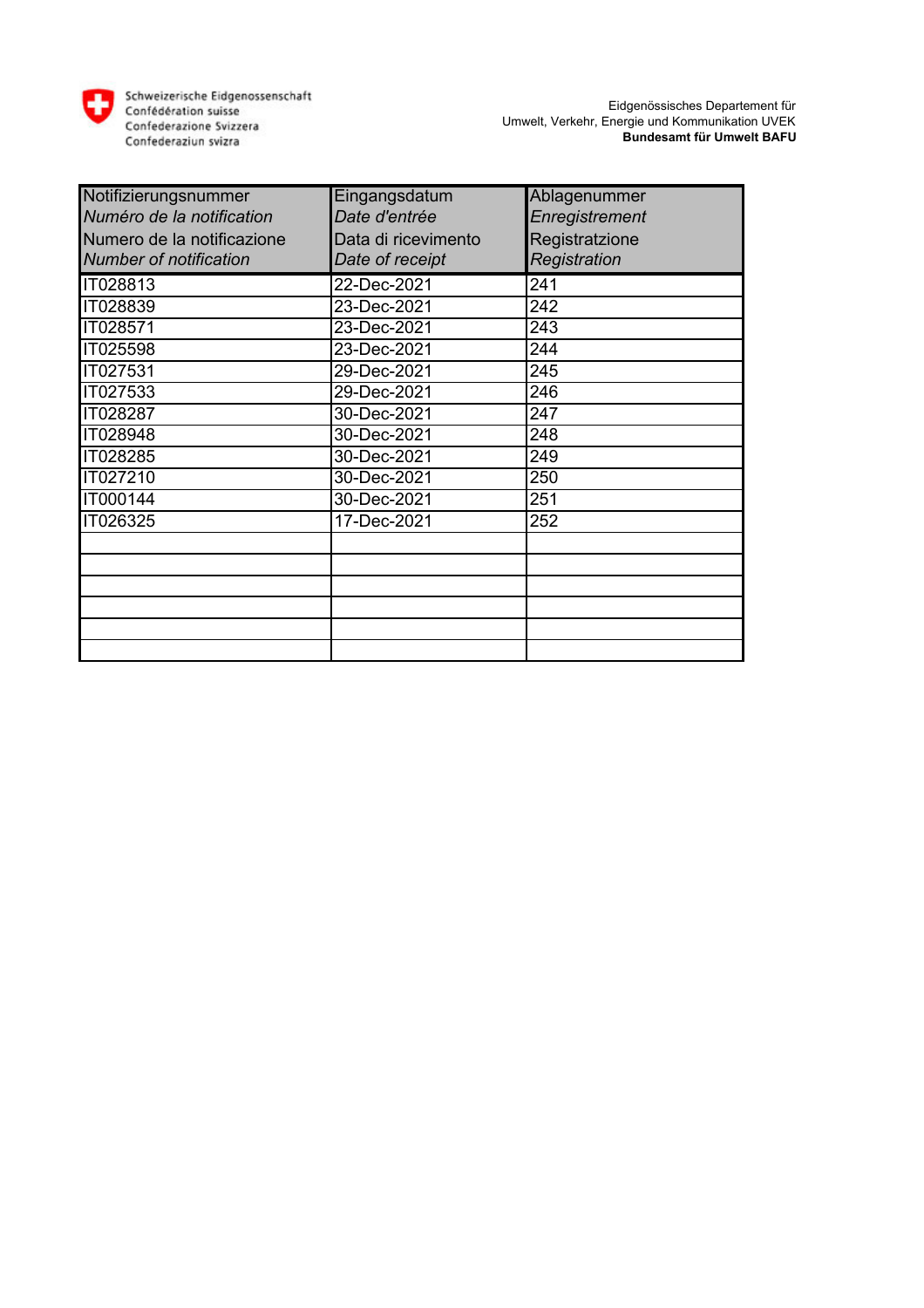Schweizerische Eidgenossenschaft
Confédération suisse
Confederazione Svizzera
Confederaziun svizra

Eidgenössisches Departement für
Umwelt, Verkehr, Energie und Kommunikation UVEK
**Bundesamt für Umwelt BAFU**

| Notifizierungsnummer<br>*Numéro de la notification*<br>Numero de la notificazione<br>*Number of notification* | Eingangsdatum<br>*Date d'entrée*<br>Data di ricevimento<br>*Date of receipt* | Ablagenummer<br>*Enregistrement*<br>Registratzione<br>*Registration* |
|---|---|---|
| IT028813 | 22-Dec-2021 | 241 |
| IT028839 | 23-Dec-2021 | 242 |
| IT028571 | 23-Dec-2021 | 243 |
| IT025598 | 23-Dec-2021 | 244 |
| IT027531 | 29-Dec-2021 | 245 |
| IT027533 | 29-Dec-2021 | 246 |
| IT028287 | 30-Dec-2021 | 247 |
| IT028948 | 30-Dec-2021 | 248 |
| IT028285 | 30-Dec-2021 | 249 |
| IT027210 | 30-Dec-2021 | 250 |
| IT000144 | 30-Dec-2021 | 251 |
| IT026325 | 17-Dec-2021 | 252 |
| | | |
| | | |
| | | |
| | | |
| | | |
| | | |